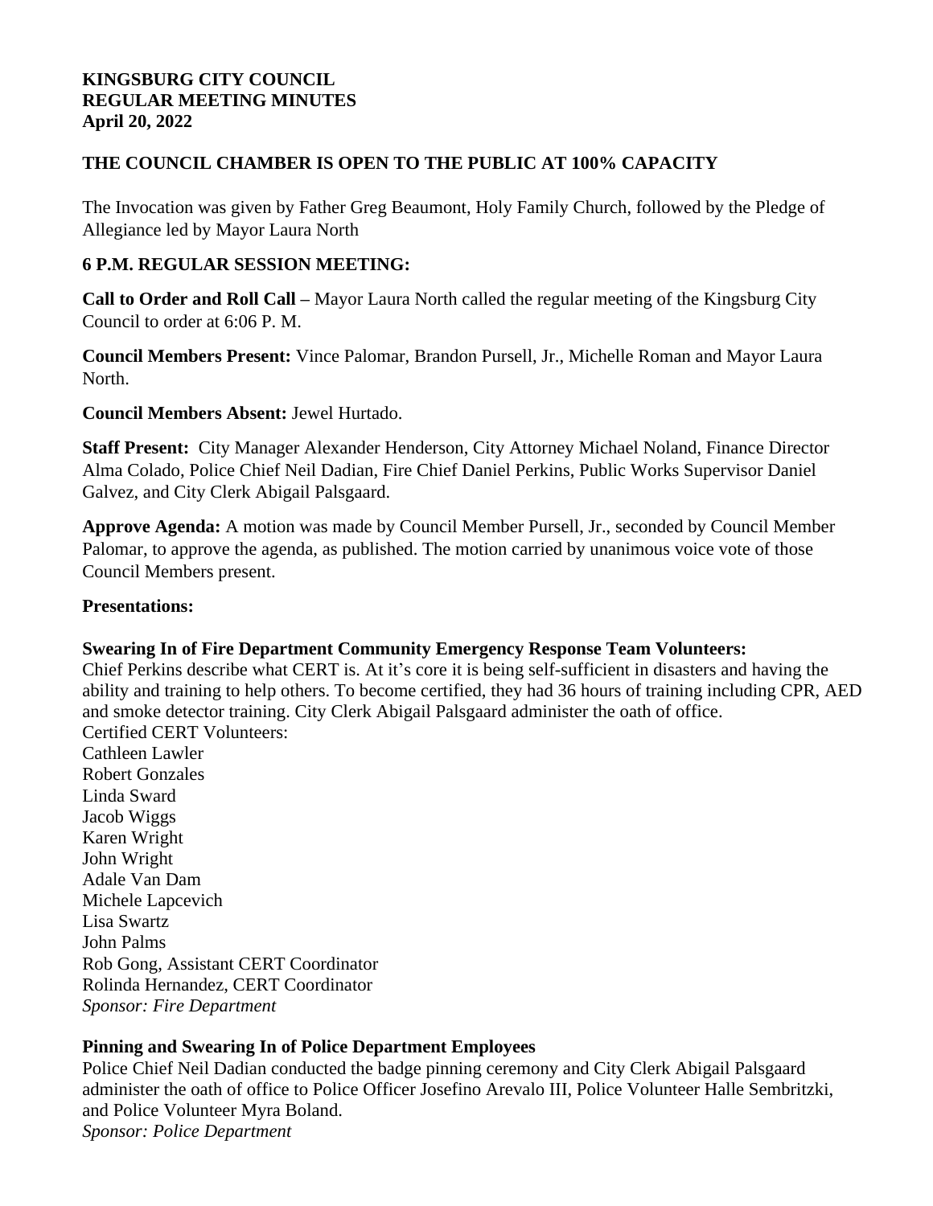**KINGSBURG CITY COUNCIL**
**REGULAR MEETING MINUTES**
**April 20, 2022**

**THE COUNCIL CHAMBER IS OPEN TO THE PUBLIC AT 100% CAPACITY**

The Invocation was given by Father Greg Beaumont, Holy Family Church, followed by the Pledge of Allegiance led by Mayor Laura North

**6 P.M. REGULAR SESSION MEETING:**

**Call to Order and Roll Call –** Mayor Laura North called the regular meeting of the Kingsburg City Council to order at 6:06 P. M.

**Council Members Present:** Vince Palomar, Brandon Pursell, Jr., Michelle Roman and Mayor Laura North.

**Council Members Absent:** Jewel Hurtado.

**Staff Present:** City Manager Alexander Henderson, City Attorney Michael Noland, Finance Director Alma Colado, Police Chief Neil Dadian, Fire Chief Daniel Perkins, Public Works Supervisor Daniel Galvez, and City Clerk Abigail Palsgaard.

**Approve Agenda:** A motion was made by Council Member Pursell, Jr., seconded by Council Member Palomar, to approve the agenda, as published. The motion carried by unanimous voice vote of those Council Members present.

**Presentations:**

**Swearing In of Fire Department Community Emergency Response Team Volunteers:**
Chief Perkins describe what CERT is. At it's core it is being self-sufficient in disasters and having the ability and training to help others. To become certified, they had 36 hours of training including CPR, AED and smoke detector training. City Clerk Abigail Palsgaard administer the oath of office.
Certified CERT Volunteers:
Cathleen Lawler
Robert Gonzales
Linda Sward
Jacob Wiggs
Karen Wright
John Wright
Adale Van Dam
Michele Lapcevich
Lisa Swartz
John Palms
Rob Gong, Assistant CERT Coordinator
Rolinda Hernandez, CERT Coordinator
*Sponsor: Fire Department*

**Pinning and Swearing In of Police Department Employees**
Police Chief Neil Dadian conducted the badge pinning ceremony and City Clerk Abigail Palsgaard administer the oath of office to Police Officer Josefino Arevalo III, Police Volunteer Halle Sembritzki, and Police Volunteer Myra Boland.
*Sponsor: Police Department*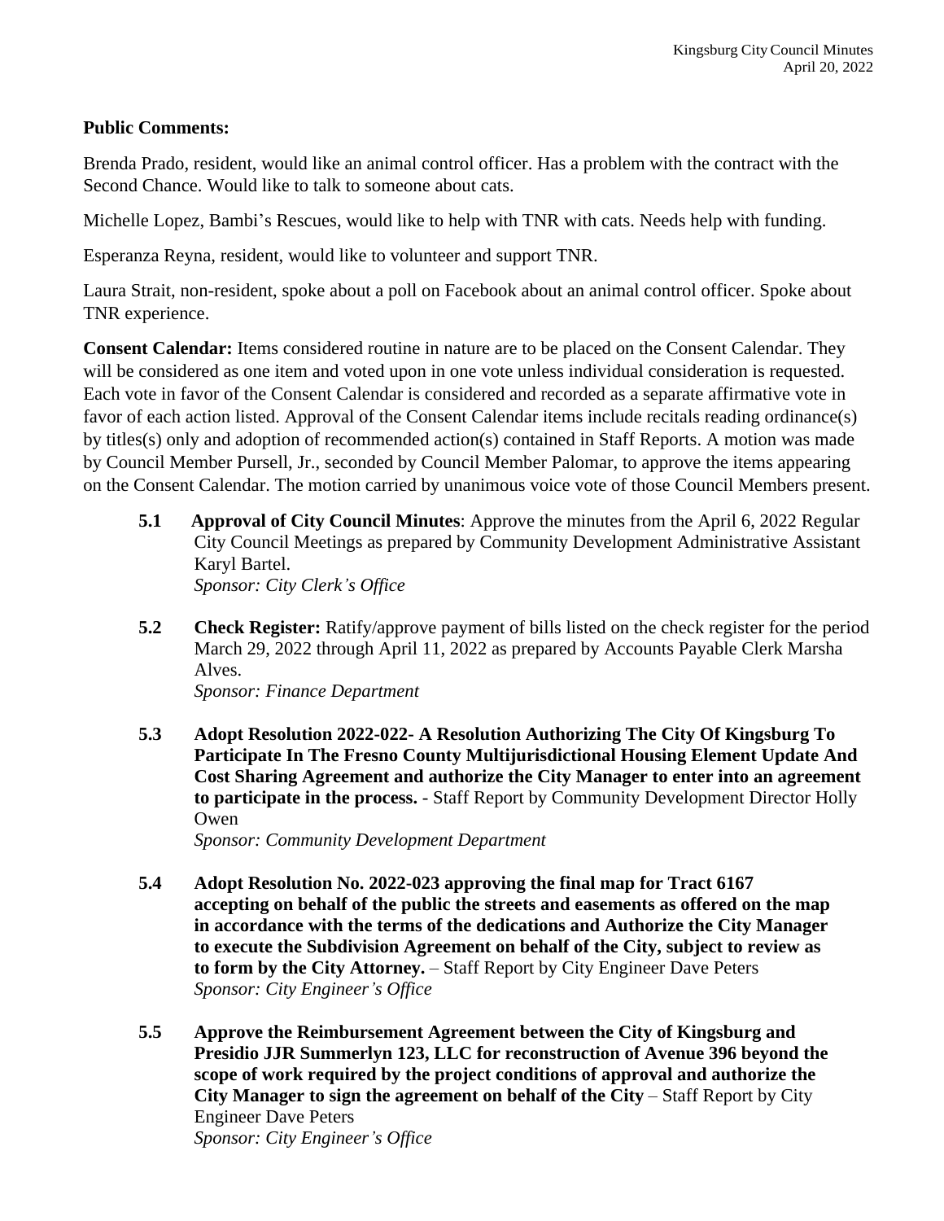**Public Comments:**

Brenda Prado, resident, would like an animal control officer. Has a problem with the contract with the Second Chance. Would like to talk to someone about cats.

Michelle Lopez, Bambi's Rescues, would like to help with TNR with cats. Needs help with funding.

Esperanza Reyna, resident, would like to volunteer and support TNR.

Laura Strait, non-resident, spoke about a poll on Facebook about an animal control officer. Spoke about TNR experience.

**Consent Calendar:** Items considered routine in nature are to be placed on the Consent Calendar. They will be considered as one item and voted upon in one vote unless individual consideration is requested. Each vote in favor of the Consent Calendar is considered and recorded as a separate affirmative vote in favor of each action listed. Approval of the Consent Calendar items include recitals reading ordinance(s) by titles(s) only and adoption of recommended action(s) contained in Staff Reports. A motion was made by Council Member Pursell, Jr., seconded by Council Member Palomar, to approve the items appearing on the Consent Calendar. The motion carried by unanimous voice vote of those Council Members present.

**5.1** **Approval of City Council Minutes**: Approve the minutes from the April 6, 2022 Regular City Council Meetings as prepared by Community Development Administrative Assistant Karyl Bartel.
*Sponsor: City Clerk's Office*

**5.2** **Check Register:** Ratify/approve payment of bills listed on the check register for the period March 29, 2022 through April 11, 2022 as prepared by Accounts Payable Clerk Marsha Alves.
*Sponsor: Finance Department*

**5.3** **Adopt Resolution 2022-022- A Resolution Authorizing The City Of Kingsburg To Participate In The Fresno County Multijurisdictional Housing Element Update And Cost Sharing Agreement and authorize the City Manager to enter into an agreement to participate in the process.** - Staff Report by Community Development Director Holly Owen
*Sponsor: Community Development Department*

**5.4** **Adopt Resolution No. 2022-023 approving the final map for Tract 6167 accepting on behalf of the public the streets and easements as offered on the map in accordance with the terms of the dedications and Authorize the City Manager to execute the Subdivision Agreement on behalf of the City, subject to review as to form by the City Attorney.** – Staff Report by City Engineer Dave Peters
*Sponsor: City Engineer's Office*

**5.5** **Approve the Reimbursement Agreement between the City of Kingsburg and Presidio JJR Summerlyn 123, LLC for reconstruction of Avenue 396 beyond the scope of work required by the project conditions of approval and authorize the City Manager to sign the agreement on behalf of the City** – Staff Report by City Engineer Dave Peters
*Sponsor: City Engineer's Office*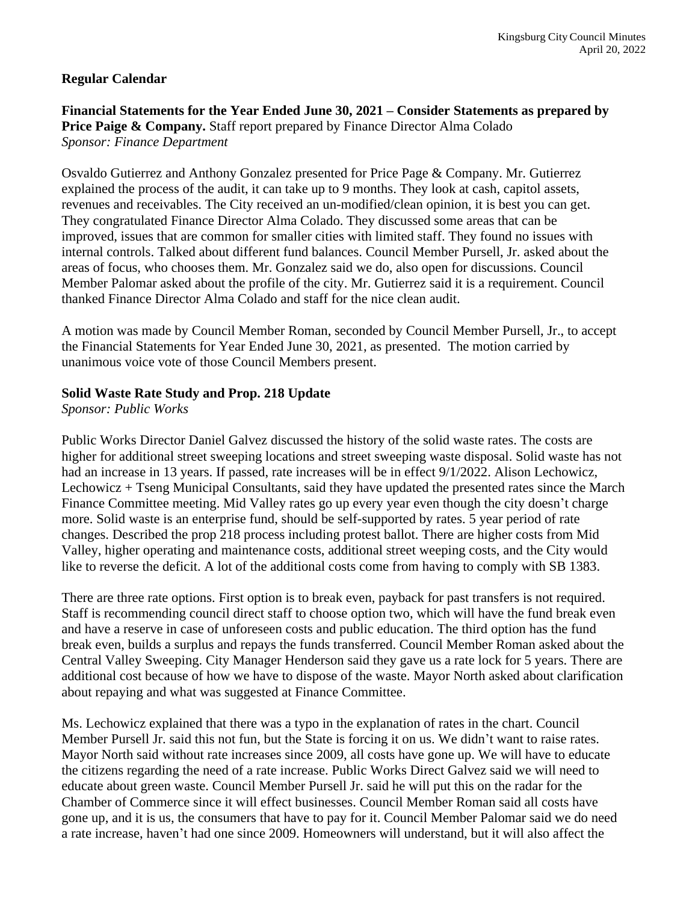**Regular Calendar**

**Financial Statements for the Year Ended June 30, 2021 – Consider Statements as prepared by Price Paige & Company.** Staff report prepared by Finance Director Alma Colado
*Sponsor: Finance Department*

Osvaldo Gutierrez and Anthony Gonzalez presented for Price Page & Company. Mr. Gutierrez explained the process of the audit, it can take up to 9 months. They look at cash, capitol assets, revenues and receivables. The City received an un-modified/clean opinion, it is best you can get. They congratulated Finance Director Alma Colado. They discussed some areas that can be improved, issues that are common for smaller cities with limited staff. They found no issues with internal controls. Talked about different fund balances. Council Member Pursell, Jr. asked about the areas of focus, who chooses them. Mr. Gonzalez said we do, also open for discussions. Council Member Palomar asked about the profile of the city. Mr. Gutierrez said it is a requirement. Council thanked Finance Director Alma Colado and staff for the nice clean audit.

A motion was made by Council Member Roman, seconded by Council Member Pursell, Jr., to accept the Financial Statements for Year Ended June 30, 2021, as presented. The motion carried by unanimous voice vote of those Council Members present.

**Solid Waste Rate Study and Prop. 218 Update**
*Sponsor: Public Works*

Public Works Director Daniel Galvez discussed the history of the solid waste rates. The costs are higher for additional street sweeping locations and street sweeping waste disposal. Solid waste has not had an increase in 13 years. If passed, rate increases will be in effect 9/1/2022. Alison Lechowicz, Lechowicz + Tseng Municipal Consultants, said they have updated the presented rates since the March Finance Committee meeting. Mid Valley rates go up every year even though the city doesn't charge more. Solid waste is an enterprise fund, should be self-supported by rates. 5 year period of rate changes. Described the prop 218 process including protest ballot. There are higher costs from Mid Valley, higher operating and maintenance costs, additional street weeping costs, and the City would like to reverse the deficit. A lot of the additional costs come from having to comply with SB 1383.

There are three rate options. First option is to break even, payback for past transfers is not required. Staff is recommending council direct staff to choose option two, which will have the fund break even and have a reserve in case of unforeseen costs and public education. The third option has the fund break even, builds a surplus and repays the funds transferred. Council Member Roman asked about the Central Valley Sweeping. City Manager Henderson said they gave us a rate lock for 5 years. There are additional cost because of how we have to dispose of the waste. Mayor North asked about clarification about repaying and what was suggested at Finance Committee.

Ms. Lechowicz explained that there was a typo in the explanation of rates in the chart. Council Member Pursell Jr. said this not fun, but the State is forcing it on us. We didn't want to raise rates. Mayor North said without rate increases since 2009, all costs have gone up. We will have to educate the citizens regarding the need of a rate increase. Public Works Direct Galvez said we will need to educate about green waste. Council Member Pursell Jr. said he will put this on the radar for the Chamber of Commerce since it will effect businesses. Council Member Roman said all costs have gone up, and it is us, the consumers that have to pay for it. Council Member Palomar said we do need a rate increase, haven't had one since 2009. Homeowners will understand, but it will also affect the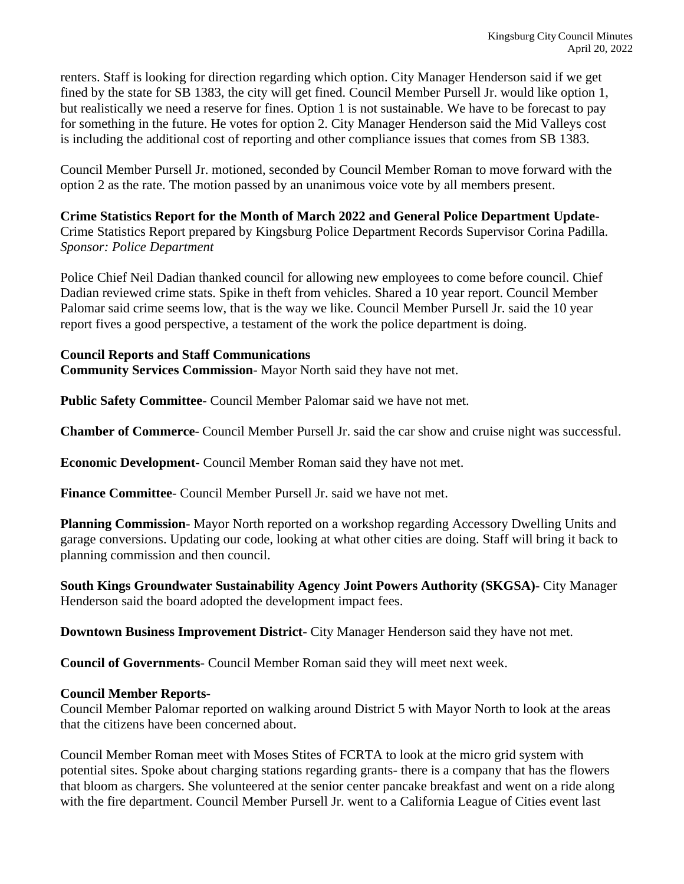renters. Staff is looking for direction regarding which option. City Manager Henderson said if we get fined by the state for SB 1383, the city will get fined. Council Member Pursell Jr. would like option 1, but realistically we need a reserve for fines. Option 1 is not sustainable. We have to be forecast to pay for something in the future. He votes for option 2. City Manager Henderson said the Mid Valleys cost is including the additional cost of reporting and other compliance issues that comes from SB 1383.

Council Member Pursell Jr. motioned, seconded by Council Member Roman to move forward with the option 2 as the rate. The motion passed by an unanimous voice vote by all members present.

**Crime Statistics Report for the Month of March 2022 and General Police Department Update-** Crime Statistics Report prepared by Kingsburg Police Department Records Supervisor Corina Padilla. *Sponsor: Police Department*

Police Chief Neil Dadian thanked council for allowing new employees to come before council. Chief Dadian reviewed crime stats. Spike in theft from vehicles. Shared a 10 year report. Council Member Palomar said crime seems low, that is the way we like. Council Member Pursell Jr. said the 10 year report fives a good perspective, a testament of the work the police department is doing.

**Council Reports and Staff Communications**

**Community Services Commission**- Mayor North said they have not met.

**Public Safety Committee**- Council Member Palomar said we have not met.

**Chamber of Commerce**- Council Member Pursell Jr. said the car show and cruise night was successful.

**Economic Development**- Council Member Roman said they have not met.

**Finance Committee**- Council Member Pursell Jr. said we have not met.

**Planning Commission**- Mayor North reported on a workshop regarding Accessory Dwelling Units and garage conversions. Updating our code, looking at what other cities are doing. Staff will bring it back to planning commission and then council.

**South Kings Groundwater Sustainability Agency Joint Powers Authority (SKGSA)**- City Manager Henderson said the board adopted the development impact fees.

**Downtown Business Improvement District**- City Manager Henderson said they have not met.

**Council of Governments**- Council Member Roman said they will meet next week.

**Council Member Reports**-

Council Member Palomar reported on walking around District 5 with Mayor North to look at the areas that the citizens have been concerned about.

Council Member Roman meet with Moses Stites of FCRTA to look at the micro grid system with potential sites. Spoke about charging stations regarding grants- there is a company that has the flowers that bloom as chargers. She volunteered at the senior center pancake breakfast and went on a ride along with the fire department. Council Member Pursell Jr. went to a California League of Cities event last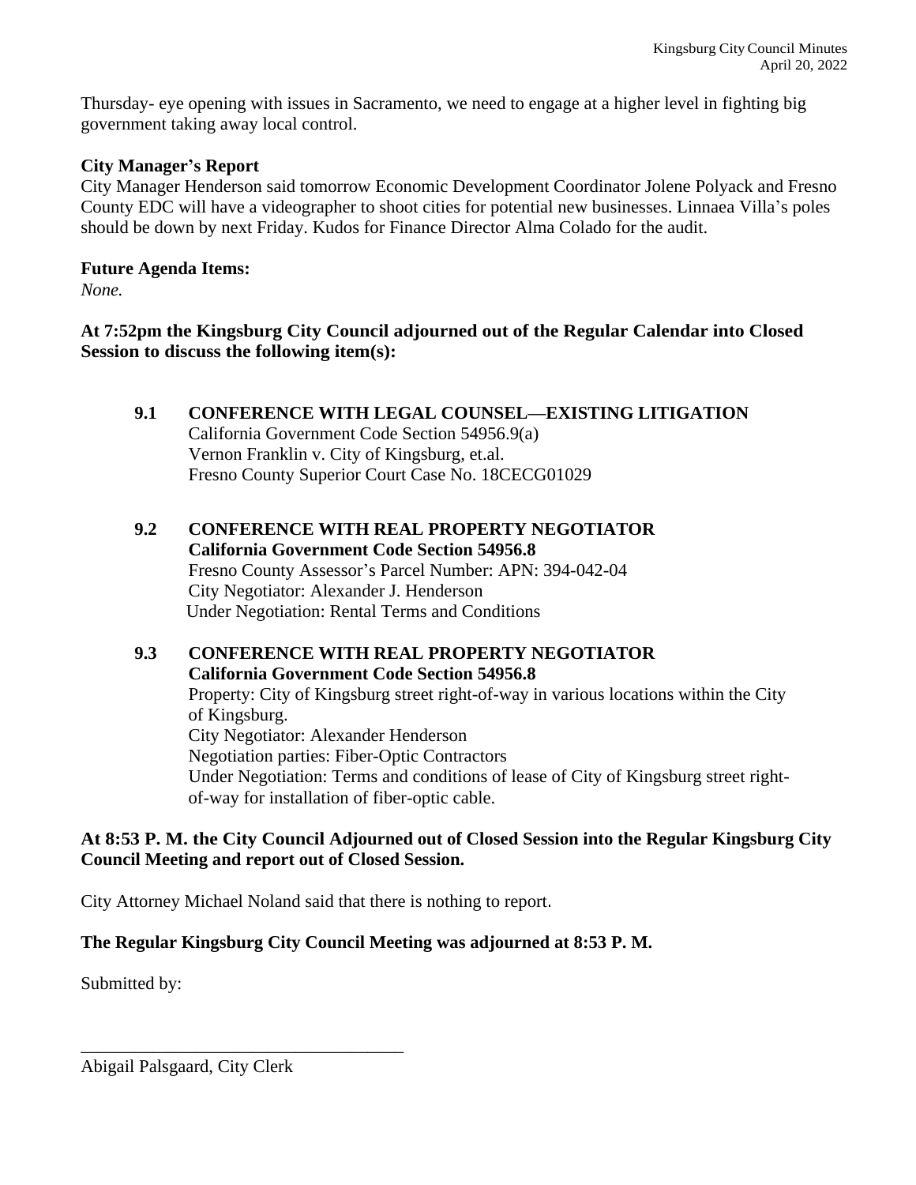Thursday- eye opening with issues in Sacramento, we need to engage at a higher level in fighting big government taking away local control.

**City Manager's Report**

City Manager Henderson said tomorrow Economic Development Coordinator Jolene Polyack and Fresno County EDC will have a videographer to shoot cities for potential new businesses. Linnaea Villa's poles should be down by next Friday. Kudos for Finance Director Alma Colado for the audit.

**Future Agenda Items:**

*None.*

**At 7:52pm the Kingsburg City Council adjourned out of the Regular Calendar into Closed Session to discuss the following item(s):**

**9.1 CONFERENCE WITH LEGAL COUNSEL—EXISTING LITIGATION**
California Government Code Section 54956.9(a)
Vernon Franklin v. City of Kingsburg, et.al.
Fresno County Superior Court Case No. 18CECG01029

**9.2 CONFERENCE WITH REAL PROPERTY NEGOTIATOR**
**California Government Code Section 54956.8**
Fresno County Assessor's Parcel Number: APN: 394-042-04
City Negotiator: Alexander J. Henderson
Under Negotiation: Rental Terms and Conditions

**9.3 CONFERENCE WITH REAL PROPERTY NEGOTIATOR**
**California Government Code Section 54956.8**
Property: City of Kingsburg street right-of-way in various locations within the City of Kingsburg.
City Negotiator: Alexander Henderson
Negotiation parties: Fiber-Optic Contractors
Under Negotiation: Terms and conditions of lease of City of Kingsburg street right-of-way for installation of fiber-optic cable.

**At 8:53 P. M. the City Council Adjourned out of Closed Session into the Regular Kingsburg City Council Meeting and report out of Closed Session.**

City Attorney Michael Noland said that there is nothing to report.

**The Regular Kingsburg City Council Meeting was adjourned at 8:53 P. M.**

Submitted by:

\_\_\_\_\_\_\_\_\_\_\_\_\_\_\_\_\_\_\_\_\_\_\_\_\_\_\_\_\_\_\_\_\_\_\_\_

Abigail Palsgaard, City Clerk